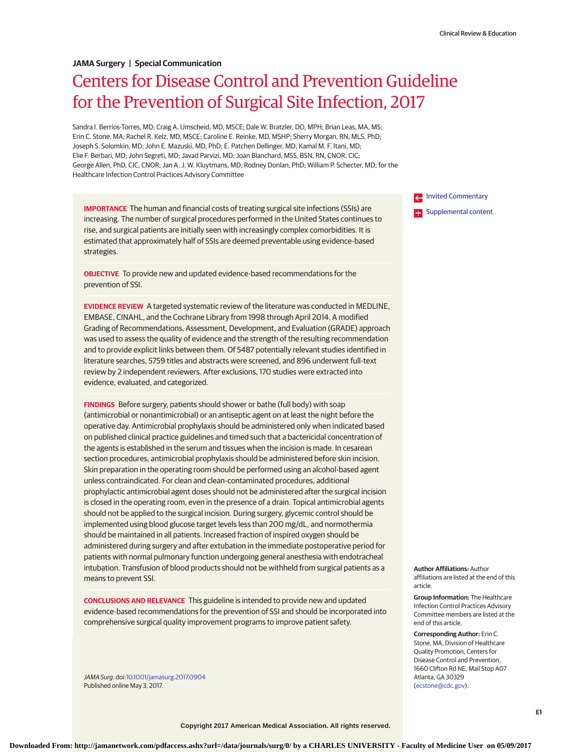**JAMA Surgery | Special Communication**

# Centers for Disease Control and Prevention Guideline for the Prevention of Surgical Site Infection, 2017

Sandra I. Berríos-Torres, MD; Craig A. Umscheid, MD, MSCE; Dale W. Bratzler, DO, MPH; Brian Leas, MA, MS; Erin C. Stone, MA; Rachel R. Kelz, MD, MSCE; Caroline E. Reinke, MD, MSHP; Sherry Morgan, RN, MLS, PhD; Joseph S. Solomkin, MD; John E. Mazuski, MD, PhD; E. Patchen Dellinger, MD; Kamal M. F. Itani, MD; Elie F. Berbari, MD; John Segreti, MD; Javad Parvizi, MD; Joan Blanchard, MSS, BSN, RN, CNOR, CIC; George Allen, PhD, CIC, CNOR; Jan A. J. W. Kluytmans, MD; Rodney Donlan, PhD; William P. Schecter, MD; for the Healthcare Infection Control Practices Advisory Committee

Invited Commentary

Supplemental content

**IMPORTANCE** The human and financial costs of treating surgical site infections (SSIs) are increasing. The number of surgical procedures performed in the United States continues to rise, and surgical patients are initially seen with increasingly complex comorbidities. It is estimated that approximately half of SSIs are deemed preventable using evidence-based strategies.

**OBJECTIVE** To provide new and updated evidence-based recommendations for the prevention of SSI.

**EVIDENCE REVIEW** A targeted systematic review of the literature was conducted in MEDLINE, EMBASE, CINAHL, and the Cochrane Library from 1998 through April 2014. A modified Grading of Recommendations, Assessment, Development, and Evaluation (GRADE) approach was used to assess the quality of evidence and the strength of the resulting recommendation and to provide explicit links between them. Of 5487 potentially relevant studies identified in literature searches, 5759 titles and abstracts were screened, and 896 underwent full-text review by 2 independent reviewers. After exclusions, 170 studies were extracted into evidence, evaluated, and categorized.

**FINDINGS** Before surgery, patients should shower or bathe (full body) with soap (antimicrobial or nonantimicrobial) or an antiseptic agent on at least the night before the operative day. Antimicrobial prophylaxis should be administered only when indicated based on published clinical practice guidelines and timed such that a bactericidal concentration of the agents is established in the serum and tissues when the incision is made. In cesarean section procedures, antimicrobial prophylaxis should be administered before skin incision. Skin preparation in the operating room should be performed using an alcohol-based agent unless contraindicated. For clean and clean-contaminated procedures, additional prophylactic antimicrobial agent doses should not be administered after the surgical incision is closed in the operating room, even in the presence of a drain. Topical antimicrobial agents should not be applied to the surgical incision. During surgery, glycemic control should be implemented using blood glucose target levels less than 200 mg/dL, and normothermia should be maintained in all patients. Increased fraction of inspired oxygen should be administered during surgery and after extubation in the immediate postoperative period for patients with normal pulmonary function undergoing general anesthesia with endotracheal intubation. Transfusion of blood products should not be withheld from surgical patients as a means to prevent SSI.

**CONCLUSIONS AND RELEVANCE** This guideline is intended to provide new and updated evidence-based recommendations for the prevention of SSI and should be incorporated into comprehensive surgical quality improvement programs to improve patient safety.

*JAMA Surg*. doi:10.1001/jamasurg.2017.0904
Published online May 3, 2017.

**Author Affiliations:** Author affiliations are listed at the end of this article.

**Group Information:** The Healthcare Infection Control Practices Advisory Committee members are listed at the end of this article.

**Corresponding Author:** Erin C. Stone, MA, Division of Healthcare Quality Promotion, Centers for Disease Control and Prevention, 1660 Clifton Rd NE, Mail Stop A07 Atlanta, GA 30329 (ecstone@cdc.gov).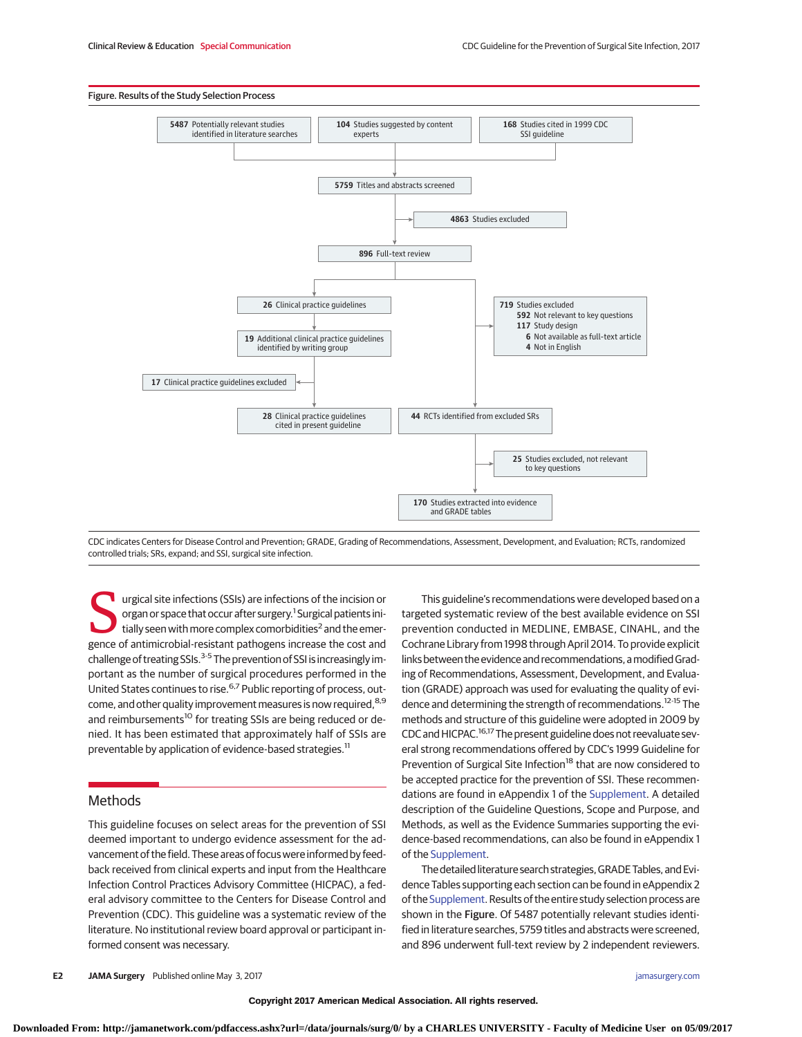**Figure. Results of the Study Selection Process**

- **5487** Potentially relevant studies identified in literature searches
- **104** Studies suggested by content experts
- **168** Studies cited in 1999 CDC SSI guideline

→ **5759** Titles and abstracts screened

→ **4863** Studies excluded

→ **896** Full-text review

- **26** Clinical practice guidelines
  - **19** Additional clinical practice guidelines identified by writing group
  - **17** Clinical practice guidelines excluded
  - **28** Clinical practice guidelines cited in present guideline
- **719** Studies excluded
  - **592** Not relevant to key questions
  - **117** Study design
  - **6** Not available as full-text article
  - **4** Not in English
- **44** RCTs identified from excluded SRs
  - **25** Studies excluded, not relevant to key questions
  - **170** Studies extracted into evidence and GRADE tables

CDC indicates Centers for Disease Control and Prevention; GRADE, Grading of Recommendations, Assessment, Development, and Evaluation; RCTs, randomized controlled trials; SRs, expand; and SSI, surgical site infection.

Surgical site infections (SSIs) are infections of the incision or organ or space that occur after surgery.[1] Surgical patients initially seen with more complex comorbidities[2] and the emergence of antimicrobial-resistant pathogens increase the cost and challenge of treating SSIs.[3-5] The prevention of SSI is increasingly important as the number of surgical procedures performed in the United States continues to rise.[6,7] Public reporting of process, outcome, and other quality improvement measures is now required,[8,9] and reimbursements[10] for treating SSIs are being reduced or denied. It has been estimated that approximately half of SSIs are preventable by application of evidence-based strategies.[11]

## Methods

This guideline focuses on select areas for the prevention of SSI deemed important to undergo evidence assessment for the advancement of the field. These areas of focus were informed by feedback received from clinical experts and input from the Healthcare Infection Control Practices Advisory Committee (HICPAC), a federal advisory committee to the Centers for Disease Control and Prevention (CDC). This guideline was a systematic review of the literature. No institutional review board approval or participant informed consent was necessary.

This guideline's recommendations were developed based on a targeted systematic review of the best available evidence on SSI prevention conducted in MEDLINE, EMBASE, CINAHL, and the Cochrane Library from 1998 through April 2014. To provide explicit links between the evidence and recommendations, a modified Grading of Recommendations, Assessment, Development, and Evaluation (GRADE) approach was used for evaluating the quality of evidence and determining the strength of recommendations.[12-15] The methods and structure of this guideline were adopted in 2009 by CDC and HICPAC.[16,17] The present guideline does not reevaluate several strong recommendations offered by CDC's 1999 Guideline for Prevention of Surgical Site Infection[18] that are now considered to be accepted practice for the prevention of SSI. These recommendations are found in eAppendix 1 of the Supplement. A detailed description of the Guideline Questions, Scope and Purpose, and Methods, as well as the Evidence Summaries supporting the evidence-based recommendations, can also be found in eAppendix 1 of the Supplement.

The detailed literature search strategies, GRADE Tables, and Evidence Tables supporting each section can be found in eAppendix 2 of the Supplement. Results of the entire study selection process are shown in the **Figure**. Of 5487 potentially relevant studies identified in literature searches, 5759 titles and abstracts were screened, and 896 underwent full-text review by 2 independent reviewers.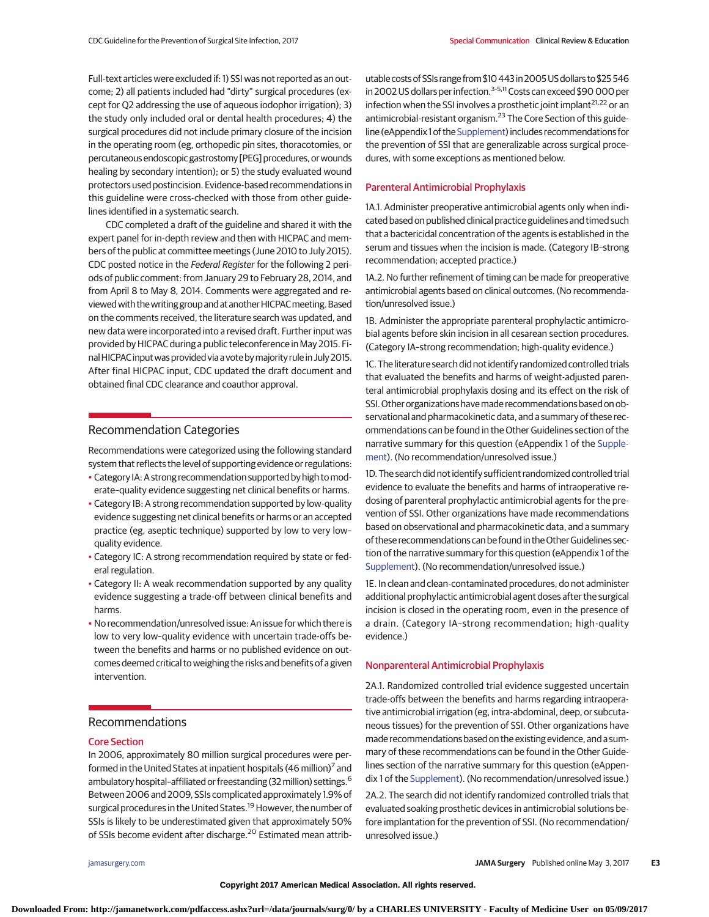Full-text articles were excluded if: 1) SSI was not reported as an outcome; 2) all patients included had "dirty" surgical procedures (except for Q2 addressing the use of aqueous iodophor irrigation); 3) the study only included oral or dental health procedures; 4) the surgical procedures did not include primary closure of the incision in the operating room (eg, orthopedic pin sites, thoracotomies, or percutaneous endoscopic gastrostomy [PEG] procedures, or wounds healing by secondary intention); or 5) the study evaluated wound protectors used postincision. Evidence-based recommendations in this guideline were cross-checked with those from other guidelines identified in a systematic search.

CDC completed a draft of the guideline and shared it with the expert panel for in-depth review and then with HICPAC and members of the public at committee meetings (June 2010 to July 2015). CDC posted notice in the *Federal Register* for the following 2 periods of public comment: from January 29 to February 28, 2014, and from April 8 to May 8, 2014. Comments were aggregated and reviewed with the writing group and at another HICPAC meeting. Based on the comments received, the literature search was updated, and new data were incorporated into a revised draft. Further input was provided by HICPAC during a public teleconference in May 2015. Final HICPAC input was provided via a vote by majority rule in July 2015. After final HICPAC input, CDC updated the draft document and obtained final CDC clearance and coauthor approval.

## Recommendation Categories

Recommendations were categorized using the following standard system that reflects the level of supporting evidence or regulations:

- Category IA: A strong recommendation supported by high to moderate–quality evidence suggesting net clinical benefits or harms.
- Category IB: A strong recommendation supported by low-quality evidence suggesting net clinical benefits or harms or an accepted practice (eg, aseptic technique) supported by low to very low–quality evidence.
- Category IC: A strong recommendation required by state or federal regulation.
- Category II: A weak recommendation supported by any quality evidence suggesting a trade-off between clinical benefits and harms.
- No recommendation/unresolved issue: An issue for which there is low to very low–quality evidence with uncertain trade-offs between the benefits and harms or no published evidence on outcomes deemed critical to weighing the risks and benefits of a given intervention.

## Recommendations

### Core Section

In 2006, approximately 80 million surgical procedures were performed in the United States at inpatient hospitals (46 million)[7] and ambulatory hospital–affiliated or freestanding (32 million) settings.[6] Between 2006 and 2009, SSIs complicated approximately 1.9% of surgical procedures in the United States.[19] However, the number of SSIs is likely to be underestimated given that approximately 50% of SSIs become evident after discharge.[20] Estimated mean attributable costs of SSIs range from $10 443 in 2005 US dollars to $25 546 in 2002 US dollars per infection.[3-5,11] Costs can exceed $90 000 per infection when the SSI involves a prosthetic joint implant[21,22] or an antimicrobial-resistant organism.[23] The Core Section of this guideline (eAppendix 1 of the Supplement) includes recommendations for the prevention of SSI that are generalizable across surgical procedures, with some exceptions as mentioned below.

### Parenteral Antimicrobial Prophylaxis

1A.1. Administer preoperative antimicrobial agents only when indicated based on published clinical practice guidelines and timed such that a bactericidal concentration of the agents is established in the serum and tissues when the incision is made. (Category IB–strong recommendation; accepted practice.)

1A.2. No further refinement of timing can be made for preoperative antimicrobial agents based on clinical outcomes. (No recommendation/unresolved issue.)

1B. Administer the appropriate parenteral prophylactic antimicrobial agents before skin incision in all cesarean section procedures. (Category IA–strong recommendation; high-quality evidence.)

1C. The literature search did not identify randomized controlled trials that evaluated the benefits and harms of weight-adjusted parenteral antimicrobial prophylaxis dosing and its effect on the risk of SSI. Other organizations have made recommendations based on observational and pharmacokinetic data, and a summary of these recommendations can be found in the Other Guidelines section of the narrative summary for this question (eAppendix 1 of the Supplement). (No recommendation/unresolved issue.)

1D. The search did not identify sufficient randomized controlled trial evidence to evaluate the benefits and harms of intraoperative redosing of parenteral prophylactic antimicrobial agents for the prevention of SSI. Other organizations have made recommendations based on observational and pharmacokinetic data, and a summary of these recommendations can be found in the Other Guidelines section of the narrative summary for this question (eAppendix 1 of the Supplement). (No recommendation/unresolved issue.)

1E. In clean and clean-contaminated procedures, do not administer additional prophylactic antimicrobial agent doses after the surgical incision is closed in the operating room, even in the presence of a drain. (Category IA–strong recommendation; high-quality evidence.)

### Nonparenteral Antimicrobial Prophylaxis

2A.1. Randomized controlled trial evidence suggested uncertain trade-offs between the benefits and harms regarding intraoperative antimicrobial irrigation (eg, intra-abdominal, deep, or subcutaneous tissues) for the prevention of SSI. Other organizations have made recommendations based on the existing evidence, and a summary of these recommendations can be found in the Other Guidelines section of the narrative summary for this question (eAppendix 1 of the Supplement). (No recommendation/unresolved issue.)

2A.2. The search did not identify randomized controlled trials that evaluated soaking prosthetic devices in antimicrobial solutions before implantation for the prevention of SSI. (No recommendation/unresolved issue.)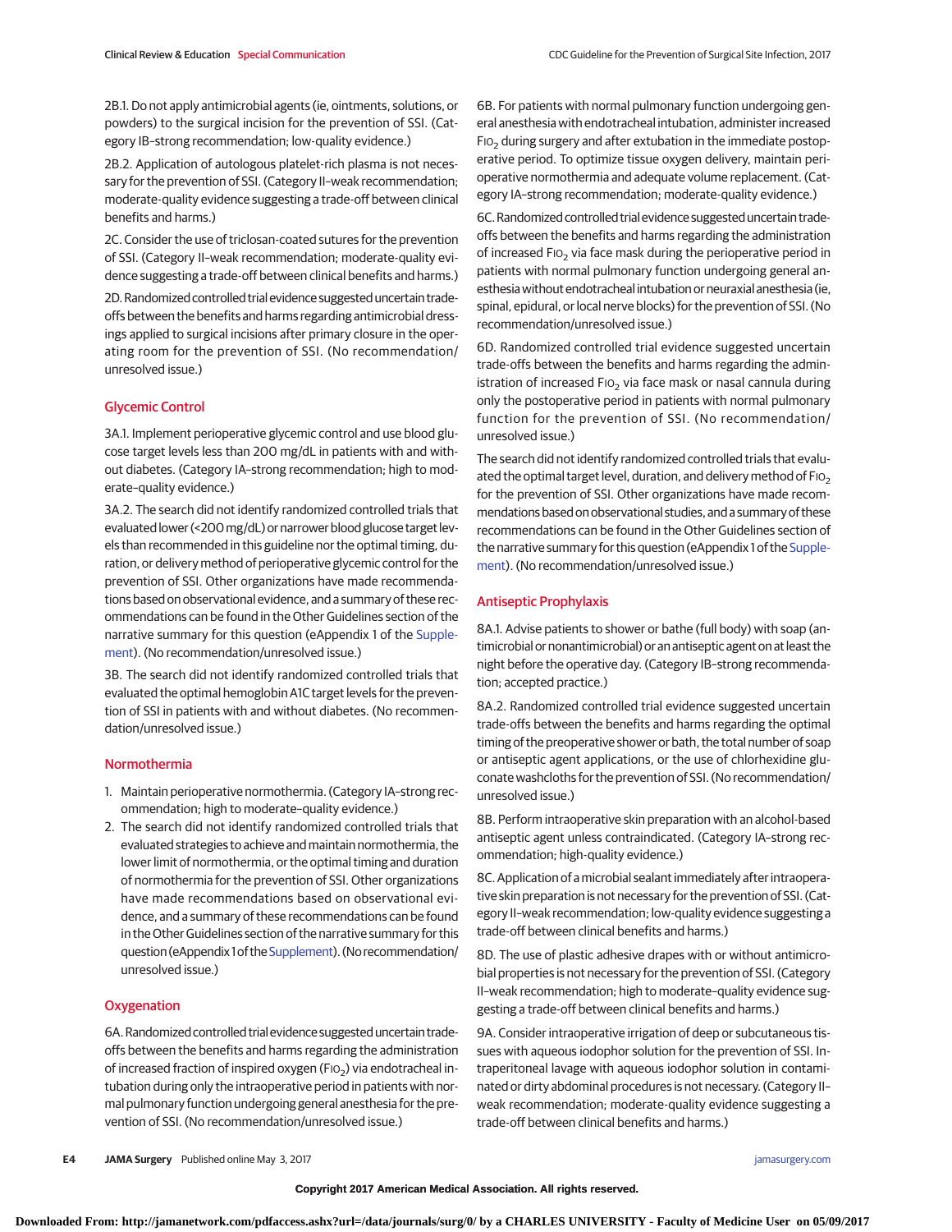2B.1. Do not apply antimicrobial agents (ie, ointments, solutions, or powders) to the surgical incision for the prevention of SSI. (Category IB–strong recommendation; low-quality evidence.)

2B.2. Application of autologous platelet-rich plasma is not necessary for the prevention of SSI. (Category II–weak recommendation; moderate-quality evidence suggesting a trade-off between clinical benefits and harms.)

2C. Consider the use of triclosan-coated sutures for the prevention of SSI. (Category II–weak recommendation; moderate-quality evidence suggesting a trade-off between clinical benefits and harms.)

2D. Randomized controlled trial evidence suggested uncertain trade-offs between the benefits and harms regarding antimicrobial dressings applied to surgical incisions after primary closure in the operating room for the prevention of SSI. (No recommendation/unresolved issue.)

## Glycemic Control

3A.1. Implement perioperative glycemic control and use blood glucose target levels less than 200 mg/dL in patients with and without diabetes. (Category IA–strong recommendation; high to moderate–quality evidence.)

3A.2. The search did not identify randomized controlled trials that evaluated lower (<200 mg/dL) or narrower blood glucose target levels than recommended in this guideline nor the optimal timing, duration, or delivery method of perioperative glycemic control for the prevention of SSI. Other organizations have made recommendations based on observational evidence, and a summary of these recommendations can be found in the Other Guidelines section of the narrative summary for this question (eAppendix 1 of the Supplement). (No recommendation/unresolved issue.)

3B. The search did not identify randomized controlled trials that evaluated the optimal hemoglobin A1C target levels for the prevention of SSI in patients with and without diabetes. (No recommendation/unresolved issue.)

## Normothermia

1. Maintain perioperative normothermia. (Category IA–strong recommendation; high to moderate–quality evidence.)
2. The search did not identify randomized controlled trials that evaluated strategies to achieve and maintain normothermia, the lower limit of normothermia, or the optimal timing and duration of normothermia for the prevention of SSI. Other organizations have made recommendations based on observational evidence, and a summary of these recommendations can be found in the Other Guidelines section of the narrative summary for this question (eAppendix 1 of the Supplement). (No recommendation/unresolved issue.)

## Oxygenation

6A. Randomized controlled trial evidence suggested uncertain trade-offs between the benefits and harms regarding the administration of increased fraction of inspired oxygen ($FIO_2$) via endotracheal intubation during only the intraoperative period in patients with normal pulmonary function undergoing general anesthesia for the prevention of SSI. (No recommendation/unresolved issue.)

6B. For patients with normal pulmonary function undergoing general anesthesia with endotracheal intubation, administer increased $FIO_2$ during surgery and after extubation in the immediate postoperative period. To optimize tissue oxygen delivery, maintain perioperative normothermia and adequate volume replacement. (Category IA–strong recommendation; moderate-quality evidence.)

6C. Randomized controlled trial evidence suggested uncertain trade-offs between the benefits and harms regarding the administration of increased $FIO_2$ via face mask during the perioperative period in patients with normal pulmonary function undergoing general anesthesia without endotracheal intubation or neuraxial anesthesia (ie, spinal, epidural, or local nerve blocks) for the prevention of SSI. (No recommendation/unresolved issue.)

6D. Randomized controlled trial evidence suggested uncertain trade-offs between the benefits and harms regarding the administration of increased $FIO_2$ via face mask or nasal cannula during only the postoperative period in patients with normal pulmonary function for the prevention of SSI. (No recommendation/unresolved issue.)

The search did not identify randomized controlled trials that evaluated the optimal target level, duration, and delivery method of $FIO_2$ for the prevention of SSI. Other organizations have made recommendations based on observational studies, and a summary of these recommendations can be found in the Other Guidelines section of the narrative summary for this question (eAppendix 1 of the Supplement). (No recommendation/unresolved issue.)

## Antiseptic Prophylaxis

8A.1. Advise patients to shower or bathe (full body) with soap (antimicrobial or nonantimicrobial) or an antiseptic agent on at least the night before the operative day. (Category IB–strong recommendation; accepted practice.)

8A.2. Randomized controlled trial evidence suggested uncertain trade-offs between the benefits and harms regarding the optimal timing of the preoperative shower or bath, the total number of soap or antiseptic agent applications, or the use of chlorhexidine gluconate washcloths for the prevention of SSI. (No recommendation/unresolved issue.)

8B. Perform intraoperative skin preparation with an alcohol-based antiseptic agent unless contraindicated. (Category IA–strong recommendation; high-quality evidence.)

8C. Application of a microbial sealant immediately after intraoperative skin preparation is not necessary for the prevention of SSI. (Category II–weak recommendation; low-quality evidence suggesting a trade-off between clinical benefits and harms.)

8D. The use of plastic adhesive drapes with or without antimicrobial properties is not necessary for the prevention of SSI. (Category II–weak recommendation; high to moderate–quality evidence suggesting a trade-off between clinical benefits and harms.)

9A. Consider intraoperative irrigation of deep or subcutaneous tissues with aqueous iodophor solution for the prevention of SSI. Intraperitoneal lavage with aqueous iodophor solution in contaminated or dirty abdominal procedures is not necessary. (Category II–weak recommendation; moderate-quality evidence suggesting a trade-off between clinical benefits and harms.)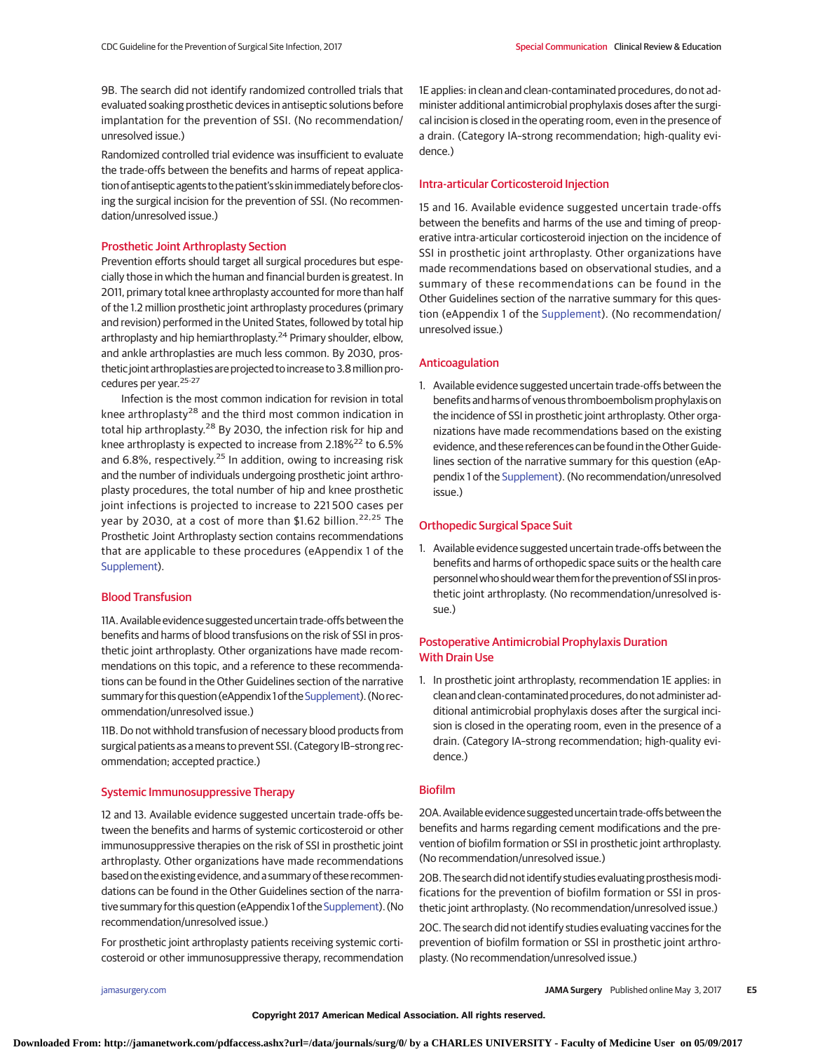9B. The search did not identify randomized controlled trials that evaluated soaking prosthetic devices in antiseptic solutions before implantation for the prevention of SSI. (No recommendation/unresolved issue.)

Randomized controlled trial evidence was insufficient to evaluate the trade-offs between the benefits and harms of repeat application of antiseptic agents to the patient's skin immediately before closing the surgical incision for the prevention of SSI. (No recommendation/unresolved issue.)

### Prosthetic Joint Arthroplasty Section

Prevention efforts should target all surgical procedures but especially those in which the human and financial burden is greatest. In 2011, primary total knee arthroplasty accounted for more than half of the 1.2 million prosthetic joint arthroplasty procedures (primary and revision) performed in the United States, followed by total hip arthroplasty and hip hemiarthroplasty.[24] Primary shoulder, elbow, and ankle arthroplasties are much less common. By 2030, prosthetic joint arthroplasties are projected to increase to 3.8 million procedures per year.[25-27]

Infection is the most common indication for revision in total knee arthroplasty[28] and the third most common indication in total hip arthroplasty.[28] By 2030, the infection risk for hip and knee arthroplasty is expected to increase from 2.18%[22] to 6.5% and 6.8%, respectively.[25] In addition, owing to increasing risk and the number of individuals undergoing prosthetic joint arthroplasty procedures, the total number of hip and knee prosthetic joint infections is projected to increase to 221 500 cases per year by 2030, at a cost of more than $1.62 billion.[22,25] The Prosthetic Joint Arthroplasty section contains recommendations that are applicable to these procedures (eAppendix 1 of the Supplement).

### Blood Transfusion

11A. Available evidence suggested uncertain trade-offs between the benefits and harms of blood transfusions on the risk of SSI in prosthetic joint arthroplasty. Other organizations have made recommendations on this topic, and a reference to these recommendations can be found in the Other Guidelines section of the narrative summary for this question (eAppendix 1 of the Supplement). (No recommendation/unresolved issue.)

11B. Do not withhold transfusion of necessary blood products from surgical patients as a means to prevent SSI. (Category IB–strong recommendation; accepted practice.)

### Systemic Immunosuppressive Therapy

12 and 13. Available evidence suggested uncertain trade-offs between the benefits and harms of systemic corticosteroid or other immunosuppressive therapies on the risk of SSI in prosthetic joint arthroplasty. Other organizations have made recommendations based on the existing evidence, and a summary of these recommendations can be found in the Other Guidelines section of the narrative summary for this question (eAppendix 1 of the Supplement). (No recommendation/unresolved issue.)

For prosthetic joint arthroplasty patients receiving systemic corticosteroid or other immunosuppressive therapy, recommendation 1E applies: in clean and clean-contaminated procedures, do not administer additional antimicrobial prophylaxis doses after the surgical incision is closed in the operating room, even in the presence of a drain. (Category IA–strong recommendation; high-quality evidence.)

### Intra-articular Corticosteroid Injection

15 and 16. Available evidence suggested uncertain trade-offs between the benefits and harms of the use and timing of preoperative intra-articular corticosteroid injection on the incidence of SSI in prosthetic joint arthroplasty. Other organizations have made recommendations based on observational studies, and a summary of these recommendations can be found in the Other Guidelines section of the narrative summary for this question (eAppendix 1 of the Supplement). (No recommendation/unresolved issue.)

### Anticoagulation

1. Available evidence suggested uncertain trade-offs between the benefits and harms of venous thromboembolism prophylaxis on the incidence of SSI in prosthetic joint arthroplasty. Other organizations have made recommendations based on the existing evidence, and these references can be found in the Other Guidelines section of the narrative summary for this question (eAppendix 1 of the Supplement). (No recommendation/unresolved issue.)

### Orthopedic Surgical Space Suit

1. Available evidence suggested uncertain trade-offs between the benefits and harms of orthopedic space suits or the health care personnel who should wear them for the prevention of SSI in prosthetic joint arthroplasty. (No recommendation/unresolved issue.)

### Postoperative Antimicrobial Prophylaxis Duration With Drain Use

1. In prosthetic joint arthroplasty, recommendation 1E applies: in clean and clean-contaminated procedures, do not administer additional antimicrobial prophylaxis doses after the surgical incision is closed in the operating room, even in the presence of a drain. (Category IA–strong recommendation; high-quality evidence.)

### Biofilm

20A. Available evidence suggested uncertain trade-offs between the benefits and harms regarding cement modifications and the prevention of biofilm formation or SSI in prosthetic joint arthroplasty. (No recommendation/unresolved issue.)

20B. The search did not identify studies evaluating prosthesis modifications for the prevention of biofilm formation or SSI in prosthetic joint arthroplasty. (No recommendation/unresolved issue.)

20C. The search did not identify studies evaluating vaccines for the prevention of biofilm formation or SSI in prosthetic joint arthroplasty. (No recommendation/unresolved issue.)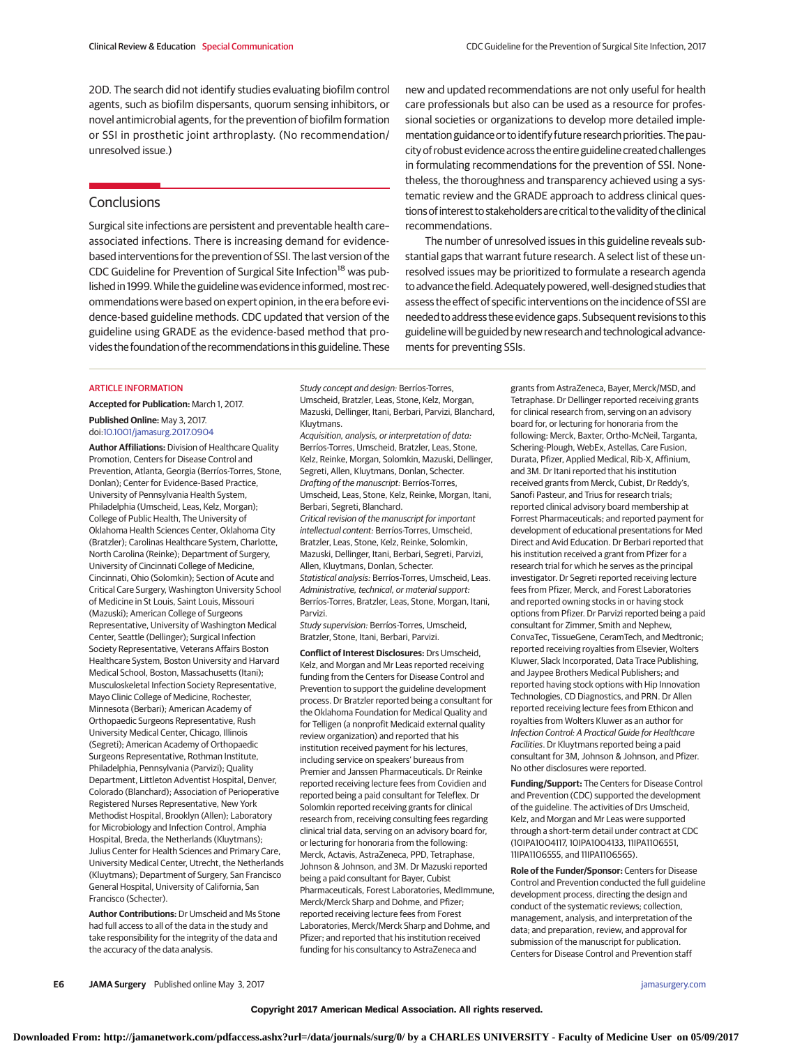20D. The search did not identify studies evaluating biofilm control agents, such as biofilm dispersants, quorum sensing inhibitors, or novel antimicrobial agents, for the prevention of biofilm formation or SSI in prosthetic joint arthroplasty. (No recommendation/unresolved issue.)

## Conclusions

Surgical site infections are persistent and preventable health care–associated infections. There is increasing demand for evidence-based interventions for the prevention of SSI. The last version of the CDC Guideline for Prevention of Surgical Site Infection[18] was published in 1999. While the guideline was evidence informed, most recommendations were based on expert opinion, in the era before evidence-based guideline methods. CDC updated that version of the guideline using GRADE as the evidence-based method that provides the foundation of the recommendations in this guideline. These new and updated recommendations are not only useful for health care professionals but also can be used as a resource for professional societies or organizations to develop more detailed implementation guidance or to identify future research priorities. The paucity of robust evidence across the entire guideline created challenges in formulating recommendations for the prevention of SSI. Nonetheless, the thoroughness and transparency achieved using a systematic review and the GRADE approach to address clinical questions of interest to stakeholders are critical to the validity of the clinical recommendations.

The number of unresolved issues in this guideline reveals substantial gaps that warrant future research. A select list of these unresolved issues may be prioritized to formulate a research agenda to advance the field. Adequately powered, well-designed studies that assess the effect of specific interventions on the incidence of SSI are needed to address these evidence gaps. Subsequent revisions to this guideline will be guided by new research and technological advancements for preventing SSIs.

ARTICLE INFORMATION

**Accepted for Publication:** March 1, 2017.

**Published Online:** May 3, 2017. doi:10.1001/jamasurg.2017.0904

**Author Affiliations:** Division of Healthcare Quality Promotion, Centers for Disease Control and Prevention, Atlanta, Georgia (Berríos-Torres, Stone, Donlan); Center for Evidence-Based Practice, University of Pennsylvania Health System, Philadelphia (Umscheid, Leas, Kelz, Morgan); College of Public Health, The University of Oklahoma Health Sciences Center, Oklahoma City (Bratzler); Carolinas Healthcare System, Charlotte, North Carolina (Reinke); Department of Surgery, University of Cincinnati College of Medicine, Cincinnati, Ohio (Solomkin); Section of Acute and Critical Care Surgery, Washington University School of Medicine in St Louis, Saint Louis, Missouri (Mazuski); American College of Surgeons Representative, University of Washington Medical Center, Seattle (Dellinger); Surgical Infection Society Representative, Veterans Affairs Boston Healthcare System, Boston University and Harvard Medical School, Boston, Massachusetts (Itani); Musculoskeletal Infection Society Representative, Mayo Clinic College of Medicine, Rochester, Minnesota (Berbari); American Academy of Orthopaedic Surgeons Representative, Rush University Medical Center, Chicago, Illinois (Segreti); American Academy of Orthopaedic Surgeons Representative, Rothman Institute, Philadelphia, Pennsylvania (Parvizi); Quality Department, Littleton Adventist Hospital, Denver, Colorado (Blanchard); Association of Perioperative Registered Nurses Representative, New York Methodist Hospital, Brooklyn (Allen); Laboratory for Microbiology and Infection Control, Amphia Hospital, Breda, the Netherlands (Kluytmans); Julius Center for Health Sciences and Primary Care, University Medical Center, Utrecht, the Netherlands (Kluytmans); Department of Surgery, San Francisco General Hospital, University of California, San Francisco (Schecter).

**Author Contributions:** Dr Umscheid and Ms Stone had full access to all of the data in the study and take responsibility for the integrity of the data and the accuracy of the data analysis.

*Study concept and design:* Berríos-Torres, Umscheid, Bratzler, Leas, Stone, Kelz, Morgan, Mazuski, Dellinger, Itani, Berbari, Parvizi, Blanchard, Kluytmans.

*Acquisition, analysis, or interpretation of data:* Berríos-Torres, Umscheid, Bratzler, Leas, Stone, Kelz, Reinke, Morgan, Solomkin, Mazuski, Dellinger, Segreti, Allen, Kluytmans, Donlan, Schecter.

*Drafting of the manuscript:* Berríos-Torres, Umscheid, Leas, Stone, Kelz, Reinke, Morgan, Itani, Berbari, Segreti, Blanchard.

*Critical revision of the manuscript for important intellectual content:* Berríos-Torres, Umscheid, Bratzler, Leas, Stone, Kelz, Reinke, Solomkin, Mazuski, Dellinger, Itani, Berbari, Segreti, Parvizi, Allen, Kluytmans, Donlan, Schecter.

*Statistical analysis:* Berríos-Torres, Umscheid, Leas.

*Administrative, technical, or material support:* Berríos-Torres, Bratzler, Leas, Stone, Morgan, Itani, Parvizi.

*Study supervision:* Berríos-Torres, Umscheid, Bratzler, Stone, Itani, Berbari, Parvizi.

**Conflict of Interest Disclosures:** Drs Umscheid, Kelz, and Morgan and Mr Leas reported receiving funding from the Centers for Disease Control and Prevention to support the guideline development process. Dr Bratzler reported being a consultant for the Oklahoma Foundation for Medical Quality and for Telligen (a nonprofit Medicaid external quality review organization) and reported that his institution received payment for his lectures, including service on speakers' bureaus from Premier and Janssen Pharmaceuticals. Dr Reinke reported receiving lecture fees from Covidien and reported being a paid consultant for Teleflex. Dr Solomkin reported receiving grants for clinical research from, receiving consulting fees regarding clinical trial data, serving on an advisory board for, or lecturing for honoraria from the following: Merck, Actavis, AstraZeneca, PPD, Tetraphase, Johnson & Johnson, and 3M. Dr Mazuski reported being a paid consultant for Bayer, Cubist Pharmaceuticals, Forest Laboratories, MedImmune, Merck/Merck Sharp and Dohme, and Pfizer; reported receiving lecture fees from Forest Laboratories, Merck/Merck Sharp and Dohme, and Pfizer; and reported that his institution received funding for his consultancy to AstraZeneca and grants from AstraZeneca, Bayer, Merck/MSD, and Tetraphase. Dr Dellinger reported receiving grants for clinical research from, serving on an advisory board for, or lecturing for honoraria from the following: Merck, Baxter, Ortho-McNeil, Targanta, Schering-Plough, WebEx, Astellas, Care Fusion, Durata, Pfizer, Applied Medical, Rib-X, Affinium, and 3M. Dr Itani reported that his institution received grants from Merck, Cubist, Dr Reddy's, Sanofi Pasteur, and Trius for research trials; reported clinical advisory board membership at Forrest Pharmaceuticals; and reported payment for development of educational presentations for Med Direct and Avid Education. Dr Berbari reported that his institution received a grant from Pfizer for a research trial for which he serves as the principal investigator. Dr Segreti reported receiving lecture fees from Pfizer, Merck, and Forest Laboratories and reported owning stocks in or having stock options from Pfizer. Dr Parvizi reported being a paid consultant for Zimmer, Smith and Nephew, ConvaTec, TissueGene, CeramTech, and Medtronic; reported receiving royalties from Elsevier, Wolters Kluwer, Slack Incorporated, Data Trace Publishing, and Jaypee Brothers Medical Publishers; and reported having stock options with Hip Innovation Technologies, CD Diagnostics, and PRN. Dr Allen reported receiving lecture fees from Ethicon and royalties from Wolters Kluwer as an author for *Infection Control: A Practical Guide for Healthcare Facilities*. Dr Kluytmans reported being a paid consultant for 3M, Johnson & Johnson, and Pfizer. No other disclosures were reported.

**Funding/Support:** The Centers for Disease Control and Prevention (CDC) supported the development of the guideline. The activities of Drs Umscheid, Kelz, and Morgan and Mr Leas were supported through a short-term detail under contract at CDC (10IPA1004117, 10IPA1004133, 11IPA1106551, 11IPA1106555, and 11IPA1106565).

**Role of the Funder/Sponsor:** Centers for Disease Control and Prevention conducted the full guideline development process, directing the design and conduct of the systematic reviews; collection, management, analysis, and interpretation of the data; and preparation, review, and approval for submission of the manuscript for publication. Centers for Disease Control and Prevention staff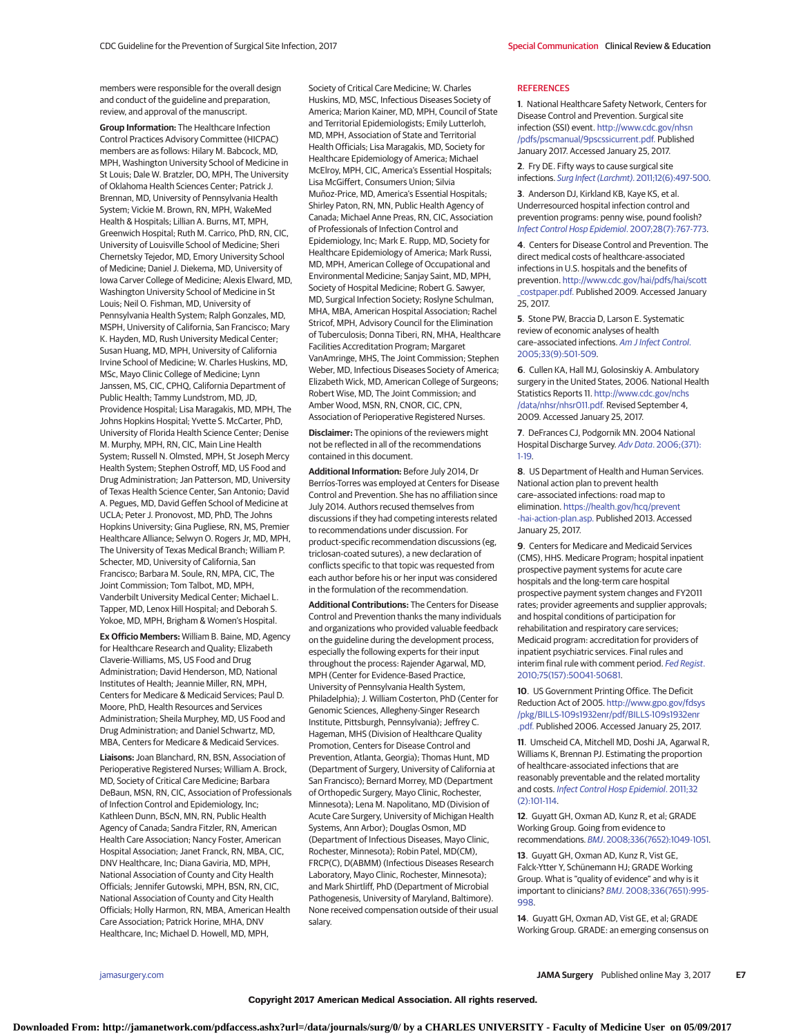members were responsible for the overall design and conduct of the guideline and preparation, review, and approval of the manuscript.

**Group Information:** The Healthcare Infection Control Practices Advisory Committee (HICPAC) members are as follows: Hilary M. Babcock, MD, MPH, Washington University School of Medicine in St Louis; Dale W. Bratzler, DO, MPH, The University of Oklahoma Health Sciences Center; Patrick J. Brennan, MD, University of Pennsylvania Health System; Vickie M. Brown, RN, MPH, WakeMed Health & Hospitals; Lillian A. Burns, MT, MPH, Greenwich Hospital; Ruth M. Carrico, PhD, RN, CIC, University of Louisville School of Medicine; Sheri Chernetsky Tejedor, MD, Emory University School of Medicine; Daniel J. Diekema, MD, University of Iowa Carver College of Medicine; Alexis Elward, MD, Washington University School of Medicine in St Louis; Neil O. Fishman, MD, University of Pennsylvania Health System; Ralph Gonzales, MD, MSPH, University of California, San Francisco; Mary K. Hayden, MD, Rush University Medical Center; Susan Huang, MD, MPH, University of California Irvine School of Medicine; W. Charles Huskins, MD, MSc, Mayo Clinic College of Medicine; Lynn Janssen, MS, CIC, CPHQ, California Department of Public Health; Tammy Lundstrom, MD, JD, Providence Hospital; Lisa Maragakis, MD, MPH, The Johns Hopkins Hospital; Yvette S. McCarter, PhD, University of Florida Health Science Center; Denise M. Murphy, MPH, RN, CIC, Main Line Health System; Russell N. Olmsted, MPH, St Joseph Mercy Health System; Stephen Ostroff, MD, US Food and Drug Administration; Jan Patterson, MD, University of Texas Health Science Center, San Antonio; David A. Pegues, MD, David Geffen School of Medicine at UCLA; Peter J. Pronovost, MD, PhD, The Johns Hopkins University; Gina Pugliese, RN, MS, Premier Healthcare Alliance; Selwyn O. Rogers Jr, MD, MPH, The University of Texas Medical Branch; William P. Schecter, MD, University of California, San Francisco; Barbara M. Soule, RN, MPA, CIC, The Joint Commission; Tom Talbot, MD, MPH, Vanderbilt University Medical Center; Michael L. Tapper, MD, Lenox Hill Hospital; and Deborah S. Yokoe, MD, MPH, Brigham & Women's Hospital.

**Ex Officio Members:** William B. Baine, MD, Agency for Healthcare Research and Quality; Elizabeth Claverie-Williams, MS, US Food and Drug Administration; David Henderson, MD, National Institutes of Health; Jeannie Miller, RN, MPH, Centers for Medicare & Medicaid Services; Paul D. Moore, PhD, Health Resources and Services Administration; Sheila Murphey, MD, US Food and Drug Administration; and Daniel Schwartz, MD, MBA, Centers for Medicare & Medicaid Services.

**Liaisons:** Joan Blanchard, RN, BSN, Association of Perioperative Registered Nurses; William A. Brock, MD, Society of Critical Care Medicine; Barbara DeBaun, MSN, RN, CIC, Association of Professionals of Infection Control and Epidemiology, Inc; Kathleen Dunn, BScN, MN, RN, Public Health Agency of Canada; Sandra Fitzler, RN, American Health Care Association; Nancy Foster, American Hospital Association; Janet Franck, RN, MBA, CIC, DNV Healthcare, Inc; Diana Gaviria, MD, MPH, National Association of County and City Health Officials; Jennifer Gutowski, MPH, BSN, RN, CIC, National Association of County and City Health Officials; Holly Harmon, RN, MBA, American Health Care Association; Patrick Horine, MHA, DNV Healthcare, Inc; Michael D. Howell, MD, MPH, Society of Critical Care Medicine; W. Charles Huskins, MD, MSC, Infectious Diseases Society of America; Marion Kainer, MD, MPH, Council of State and Territorial Epidemiologists; Emily Lutterloh, MD, MPH, Association of State and Territorial Health Officials; Lisa Maragakis, MD, Society for Healthcare Epidemiology of America; Michael McElroy, MPH, CIC, America's Essential Hospitals; Lisa McGiffert, Consumers Union; Silvia Muñoz-Price, MD, America's Essential Hospitals; Shirley Paton, RN, MN, Public Health Agency of Canada; Michael Anne Preas, RN, CIC, Association of Professionals of Infection Control and Epidemiology, Inc; Mark E. Rupp, MD, Society for Healthcare Epidemiology of America; Mark Russi, MD, MPH, American College of Occupational and Environmental Medicine; Sanjay Saint, MD, MPH, Society of Hospital Medicine; Robert G. Sawyer, MD, Surgical Infection Society; Roslyne Schulman, MHA, MBA, American Hospital Association; Rachel Stricof, MPH, Advisory Council for the Elimination of Tuberculosis; Donna Tiberi, RN, MHA, Healthcare Facilities Accreditation Program; Margaret VanAmringe, MHS, The Joint Commission; Stephen Weber, MD, Infectious Diseases Society of America; Elizabeth Wick, MD, American College of Surgeons; Robert Wise, MD, The Joint Commission; and Amber Wood, MSN, RN, CNOR, CIC, CPN, Association of Perioperative Registered Nurses.

**Disclaimer:** The opinions of the reviewers might not be reflected in all of the recommendations contained in this document.

**Additional Information:** Before July 2014, Dr Berríos-Torres was employed at Centers for Disease Control and Prevention. She has no affiliation since July 2014. Authors recused themselves from discussions if they had competing interests related to recommendations under discussion. For product-specific recommendation discussions (eg, triclosan-coated sutures), a new declaration of conflicts specific to that topic was requested from each author before his or her input was considered in the formulation of the recommendation.

**Additional Contributions:** The Centers for Disease Control and Prevention thanks the many individuals and organizations who provided valuable feedback on the guideline during the development process, especially the following experts for their input throughout the process: Rajender Agarwal, MD, MPH (Center for Evidence-Based Practice, University of Pennsylvania Health System, Philadelphia); J. William Costerton, PhD (Center for Genomic Sciences, Allegheny-Singer Research Institute, Pittsburgh, Pennsylvania); Jeffrey C. Hageman, MHS (Division of Healthcare Quality Promotion, Centers for Disease Control and Prevention, Atlanta, Georgia); Thomas Hunt, MD (Department of Surgery, University of California at San Francisco); Bernard Morrey, MD (Department of Orthopedic Surgery, Mayo Clinic, Rochester, Minnesota); Lena M. Napolitano, MD (Division of Acute Care Surgery, University of Michigan Health Systems, Ann Arbor); Douglas Osmon, MD (Department of Infectious Diseases, Mayo Clinic, Rochester, Minnesota); Robin Patel, MD(CM), FRCP(C), D(ABMM) (Infectious Diseases Research Laboratory, Mayo Clinic, Rochester, Minnesota); and Mark Shirtliff, PhD (Department of Microbial Pathogenesis, University of Maryland, Baltimore). None received compensation outside of their usual salary.

## REFERENCES

**1**. National Healthcare Safety Network, Centers for Disease Control and Prevention. Surgical site infection (SSI) event. http://www.cdc.gov/nhsn/pdfs/pscmanual/9pscssicurrent.pdf. Published January 2017. Accessed January 25, 2017.

**2**. Fry DE. Fifty ways to cause surgical site infections. *Surg Infect (Larchmt)*. 2011;12(6):497-500.

**3**. Anderson DJ, Kirkland KB, Kaye KS, et al. Underresourced hospital infection control and prevention programs: penny wise, pound foolish? *Infect Control Hosp Epidemiol*. 2007;28(7):767-773.

**4**. Centers for Disease Control and Prevention. The direct medical costs of healthcare-associated infections in U.S. hospitals and the benefits of prevention. http://www.cdc.gov/hai/pdfs/hai/scott_costpaper.pdf. Published 2009. Accessed January 25, 2017.

**5**. Stone PW, Braccia D, Larson E. Systematic review of economic analyses of health care–associated infections. *Am J Infect Control*. 2005;33(9):501-509.

**6**. Cullen KA, Hall MJ, Golosinskiy A. Ambulatory surgery in the United States, 2006. National Health Statistics Reports 11. http://www.cdc.gov/nchs/data/nhsr/nhsr011.pdf. Revised September 4, 2009. Accessed January 25, 2017.

**7**. DeFrances CJ, Podgornik MN. 2004 National Hospital Discharge Survey. *Adv Data*. 2006;(371):1-19.

**8**. US Department of Health and Human Services. National action plan to prevent health care–associated infections: road map to elimination. https://health.gov/hcq/prevent-hai-action-plan.asp. Published 2013. Accessed January 25, 2017.

**9**. Centers for Medicare and Medicaid Services (CMS), HHS. Medicare Program; hospital inpatient prospective payment systems for acute care hospitals and the long-term care hospital prospective payment system changes and FY2011 rates; provider agreements and supplier approvals; and hospital conditions of participation for rehabilitation and respiratory care services; Medicaid program: accreditation for providers of inpatient psychiatric services. Final rules and interim final rule with comment period. *Fed Regist*. 2010;75(157):50041-50681.

**10**. US Government Printing Office. The Deficit Reduction Act of 2005. http://www.gpo.gov/fdsys/pkg/BILLS-109s1932enr/pdf/BILLS-109s1932enr.pdf. Published 2006. Accessed January 25, 2017.

**11**. Umscheid CA, Mitchell MD, Doshi JA, Agarwal R, Williams K, Brennan PJ. Estimating the proportion of healthcare-associated infections that are reasonably preventable and the related mortality and costs. *Infect Control Hosp Epidemiol*. 2011;32(2):101-114.

**12**. Guyatt GH, Oxman AD, Kunz R, et al; GRADE Working Group. Going from evidence to recommendations. *BMJ*. 2008;336(7652):1049-1051.

**13**. Guyatt GH, Oxman AD, Kunz R, Vist GE, Falck-Ytter Y, Schünemann HJ; GRADE Working Group. What is "quality of evidence" and why is it important to clinicians? *BMJ*. 2008;336(7651):995-998.

**14**. Guyatt GH, Oxman AD, Vist GE, et al; GRADE Working Group. GRADE: an emerging consensus on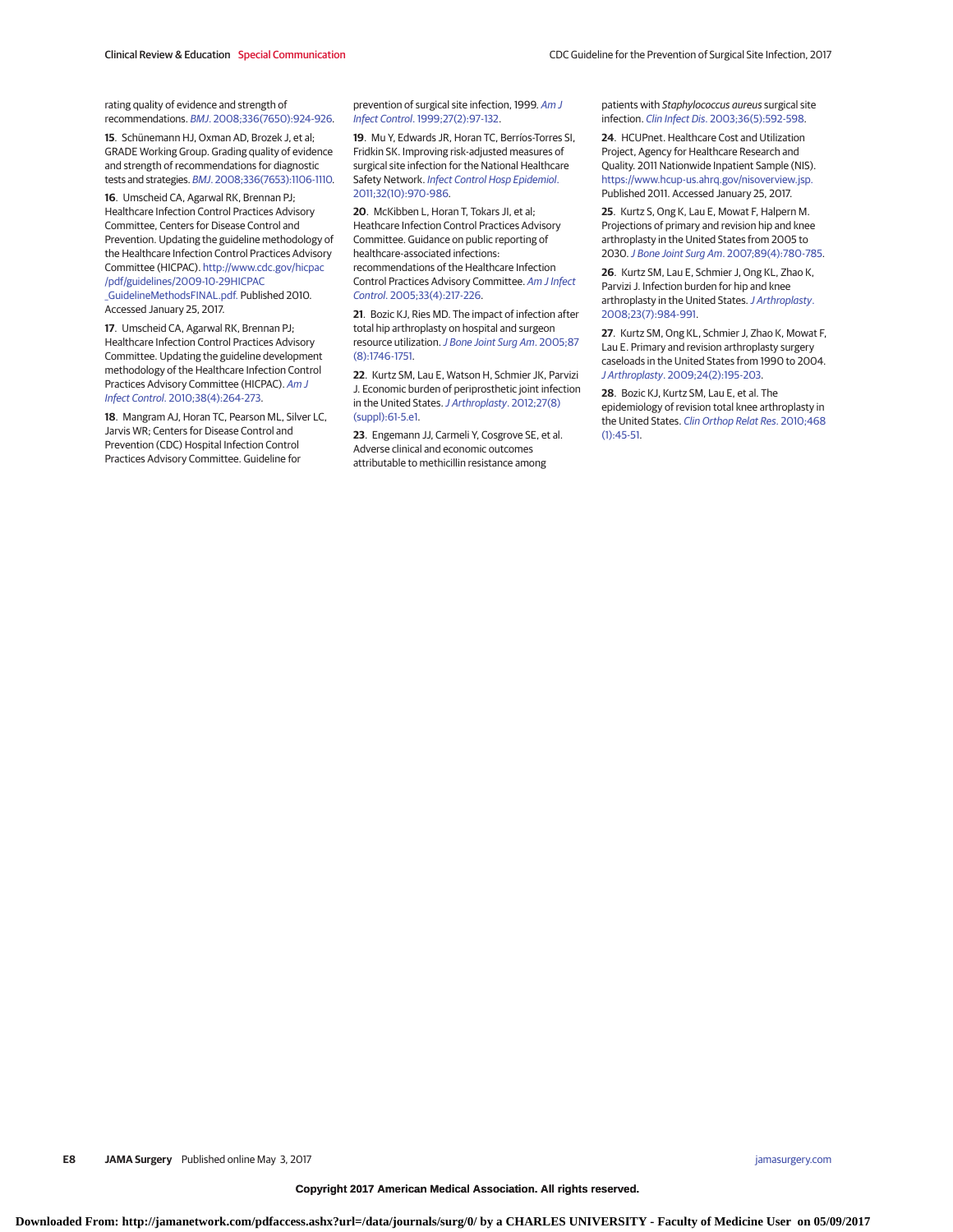rating quality of evidence and strength of recommendations. *BMJ*. 2008;336(7650):924-926.

**15**. Schünemann HJ, Oxman AD, Brozek J, et al; GRADE Working Group. Grading quality of evidence and strength of recommendations for diagnostic tests and strategies. *BMJ*. 2008;336(7653):1106-1110.

**16**. Umscheid CA, Agarwal RK, Brennan PJ; Healthcare Infection Control Practices Advisory Committee, Centers for Disease Control and Prevention. Updating the guideline methodology of the Healthcare Infection Control Practices Advisory Committee (HICPAC). http://www.cdc.gov/hicpac/pdf/guidelines/2009-10-29HICPAC_GuidelineMethodsFINAL.pdf. Published 2010. Accessed January 25, 2017.

**17**. Umscheid CA, Agarwal RK, Brennan PJ; Healthcare Infection Control Practices Advisory Committee. Updating the guideline development methodology of the Healthcare Infection Control Practices Advisory Committee (HICPAC). *Am J Infect Control*. 2010;38(4):264-273.

**18**. Mangram AJ, Horan TC, Pearson ML, Silver LC, Jarvis WR; Centers for Disease Control and Prevention (CDC) Hospital Infection Control Practices Advisory Committee. Guideline for prevention of surgical site infection, 1999. *Am J Infect Control*. 1999;27(2):97-132.

**19**. Mu Y, Edwards JR, Horan TC, Berríos-Torres SI, Fridkin SK. Improving risk-adjusted measures of surgical site infection for the National Healthcare Safety Network. *Infect Control Hosp Epidemiol*. 2011;32(10):970-986.

**20**. McKibben L, Horan T, Tokars JI, et al; Heathcare Infection Control Practices Advisory Committee. Guidance on public reporting of healthcare-associated infections: recommendations of the Healthcare Infection Control Practices Advisory Committee. *Am J Infect Control*. 2005;33(4):217-226.

**21**. Bozic KJ, Ries MD. The impact of infection after total hip arthroplasty on hospital and surgeon resource utilization. *J Bone Joint Surg Am*. 2005;87(8):1746-1751.

**22**. Kurtz SM, Lau E, Watson H, Schmier JK, Parvizi J. Economic burden of periprosthetic joint infection in the United States. *J Arthroplasty*. 2012;27(8)(suppl):61-5.e1.

**23**. Engemann JJ, Carmeli Y, Cosgrove SE, et al. Adverse clinical and economic outcomes attributable to methicillin resistance among patients with *Staphylococcus aureus* surgical site infection. *Clin Infect Dis*. 2003;36(5):592-598.

**24**. HCUPnet. Healthcare Cost and Utilization Project, Agency for Healthcare Research and Quality. 2011 Nationwide Inpatient Sample (NIS). https://www.hcup-us.ahrq.gov/nisoverview.jsp. Published 2011. Accessed January 25, 2017.

**25**. Kurtz S, Ong K, Lau E, Mowat F, Halpern M. Projections of primary and revision hip and knee arthroplasty in the United States from 2005 to 2030. *J Bone Joint Surg Am*. 2007;89(4):780-785.

**26**. Kurtz SM, Lau E, Schmier J, Ong KL, Zhao K, Parvizi J. Infection burden for hip and knee arthroplasty in the United States. *J Arthroplasty*. 2008;23(7):984-991.

**27**. Kurtz SM, Ong KL, Schmier J, Zhao K, Mowat F, Lau E. Primary and revision arthroplasty surgery caseloads in the United States from 1990 to 2004. *J Arthroplasty*. 2009;24(2):195-203.

**28**. Bozic KJ, Kurtz SM, Lau E, et al. The epidemiology of revision total knee arthroplasty in the United States. *Clin Orthop Relat Res*. 2010;468(1):45-51.